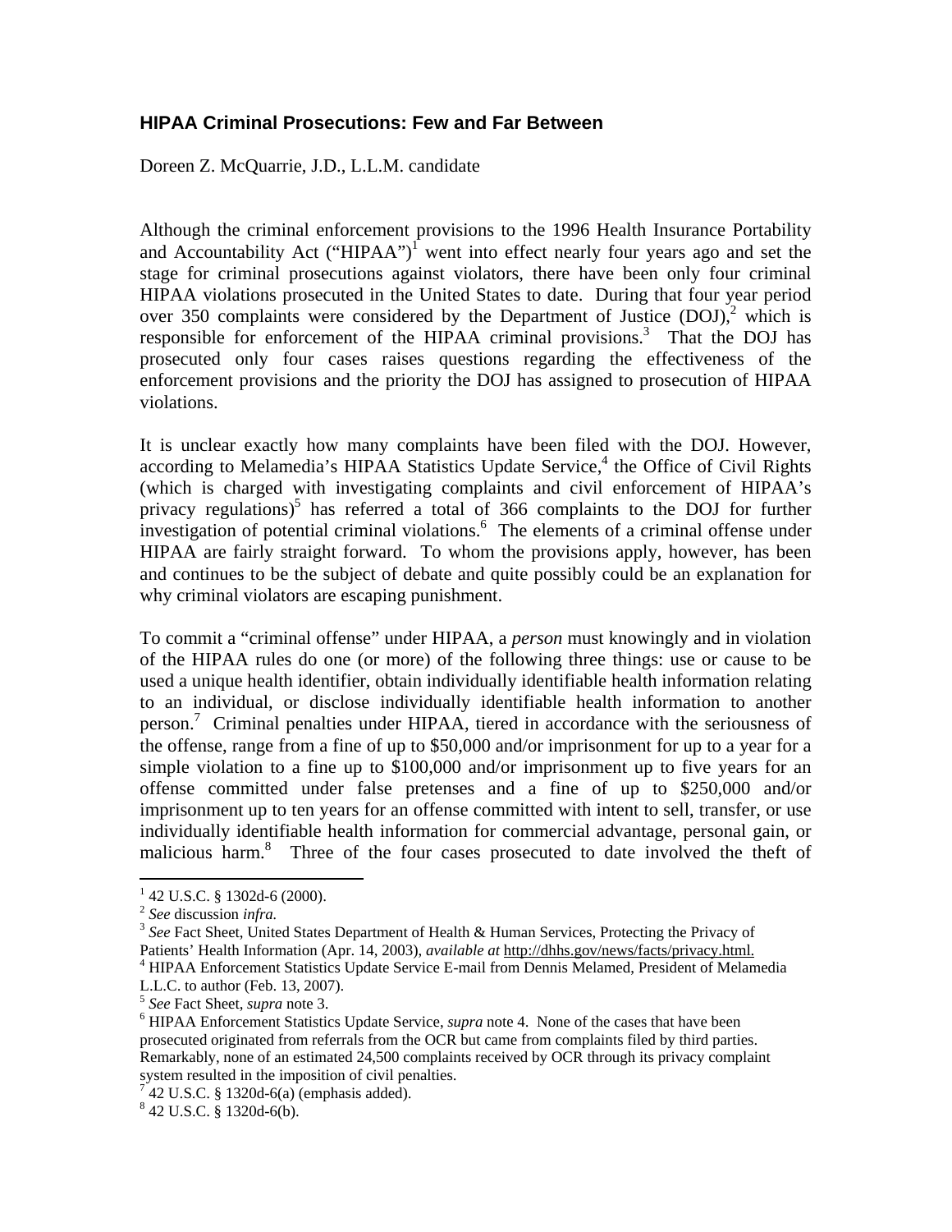### **HIPAA Criminal Prosecutions: Few and Far Between**

Doreen Z. McQuarrie, J.D., L.L.M. candidate

Although the criminal enforcement provisions to the 1996 Health Insurance Portability and Accountability Act ("HIPAA")[1] went into effect nearly four years ago and set the stage for criminal prosecutions against violators, there have been only four criminal HIPAA violations prosecuted in the United States to date. During that four year period over 350 complaints were considered by the Department of Justice (DOJ),[2] which is responsible for enforcement of the HIPAA criminal provisions.[3] That the DOJ has prosecuted only four cases raises questions regarding the effectiveness of the enforcement provisions and the priority the DOJ has assigned to prosecution of HIPAA violations.

It is unclear exactly how many complaints have been filed with the DOJ. However, according to Melamedia's HIPAA Statistics Update Service,[4] the Office of Civil Rights (which is charged with investigating complaints and civil enforcement of HIPAA's privacy regulations)[5] has referred a total of 366 complaints to the DOJ for further investigation of potential criminal violations.[6] The elements of a criminal offense under HIPAA are fairly straight forward. To whom the provisions apply, however, has been and continues to be the subject of debate and quite possibly could be an explanation for why criminal violators are escaping punishment.

To commit a "criminal offense" under HIPAA, a *person* must knowingly and in violation of the HIPAA rules do one (or more) of the following three things: use or cause to be used a unique health identifier, obtain individually identifiable health information relating to an individual, or disclose individually identifiable health information to another person.[7] Criminal penalties under HIPAA, tiered in accordance with the seriousness of the offense, range from a fine of up to $50,000 and/or imprisonment for up to a year for a simple violation to a fine up to $100,000 and/or imprisonment up to five years for an offense committed under false pretenses and a fine of up to $250,000 and/or imprisonment up to ten years for an offense committed with intent to sell, transfer, or use individually identifiable health information for commercial advantage, personal gain, or malicious harm.[8] Three of the four cases prosecuted to date involved the theft of

---

[1] 42 U.S.C. § 1302d-6 (2000).

[2] *See* discussion *infra.*

[3] *See* Fact Sheet, United States Department of Health & Human Services, Protecting the Privacy of Patients' Health Information (Apr. 14, 2003), *available at* http://dhhs.gov/news/facts/privacy.html.

[4] HIPAA Enforcement Statistics Update Service E-mail from Dennis Melamed, President of Melamedia L.L.C. to author (Feb. 13, 2007).

[5] *See* Fact Sheet, *supra* note 3.

[6] HIPAA Enforcement Statistics Update Service, *supra* note 4. None of the cases that have been prosecuted originated from referrals from the OCR but came from complaints filed by third parties. Remarkably, none of an estimated 24,500 complaints received by OCR through its privacy complaint system resulted in the imposition of civil penalties.

[7] 42 U.S.C. § 1320d-6(a) (emphasis added).

[8] 42 U.S.C. § 1320d-6(b).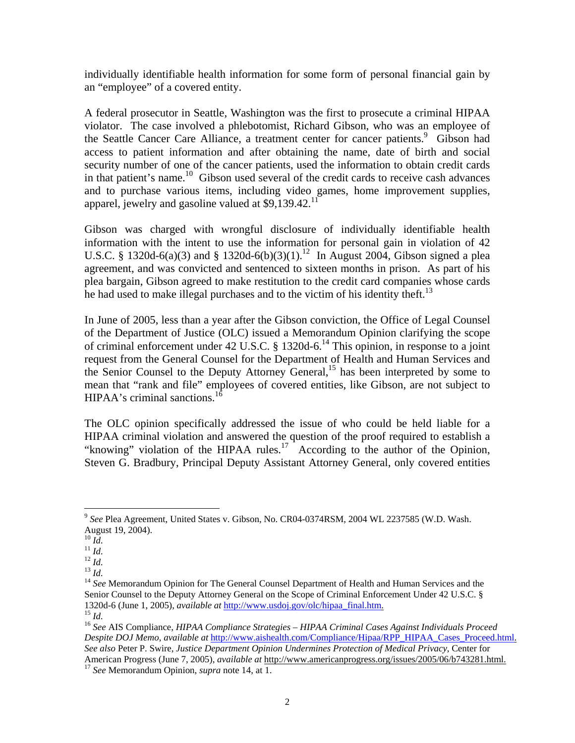individually identifiable health information for some form of personal financial gain by an "employee" of a covered entity.

A federal prosecutor in Seattle, Washington was the first to prosecute a criminal HIPAA violator. The case involved a phlebotomist, Richard Gibson, who was an employee of the Seattle Cancer Care Alliance, a treatment center for cancer patients.[9] Gibson had access to patient information and after obtaining the name, date of birth and social security number of one of the cancer patients, used the information to obtain credit cards in that patient's name.[10] Gibson used several of the credit cards to receive cash advances and to purchase various items, including video games, home improvement supplies, apparel, jewelry and gasoline valued at $9,139.42.[11]

Gibson was charged with wrongful disclosure of individually identifiable health information with the intent to use the information for personal gain in violation of 42 U.S.C. § 1320d-6(a)(3) and § 1320d-6(b)(3)(1).[12] In August 2004, Gibson signed a plea agreement, and was convicted and sentenced to sixteen months in prison. As part of his plea bargain, Gibson agreed to make restitution to the credit card companies whose cards he had used to make illegal purchases and to the victim of his identity theft.[13]

In June of 2005, less than a year after the Gibson conviction, the Office of Legal Counsel of the Department of Justice (OLC) issued a Memorandum Opinion clarifying the scope of criminal enforcement under 42 U.S.C. § 1320d-6.[14] This opinion, in response to a joint request from the General Counsel for the Department of Health and Human Services and the Senior Counsel to the Deputy Attorney General,[15] has been interpreted by some to mean that "rank and file" employees of covered entities, like Gibson, are not subject to HIPAA's criminal sanctions.[16]

The OLC opinion specifically addressed the issue of who could be held liable for a HIPAA criminal violation and answered the question of the proof required to establish a "knowing" violation of the HIPAA rules.[17] According to the author of the Opinion, Steven G. Bradbury, Principal Deputy Assistant Attorney General, only covered entities

---

[9] *See* Plea Agreement, United States v. Gibson, No. CR04-0374RSM, 2004 WL 2237585 (W.D. Wash. August 19, 2004).

[10] *Id.*

[11] *Id.*

[12] *Id.*

[13] *Id.*

[14] *See* Memorandum Opinion for The General Counsel Department of Health and Human Services and the Senior Counsel to the Deputy Attorney General on the Scope of Criminal Enforcement Under 42 U.S.C. § 1320d-6 (June 1, 2005), *available at* http://www.usdoj.gov/olc/hipaa_final.htm.

[15] *Id.*

[16] *See* AIS Compliance, *HIPAA Compliance Strategies – HIPAA Criminal Cases Against Individuals Proceed Despite DOJ Memo, available at* http://www.aishealth.com/Compliance/Hipaa/RPP_HIPAA_Cases_Proceed.html. *See also* Peter P. Swire, *Justice Department Opinion Undermines Protection of Medical Privacy,* Center for American Progress (June 7, 2005), *available at* http://www.americanprogress.org/issues/2005/06/b743281.html.

[17] *See* Memorandum Opinion, *supra* note 14, at 1.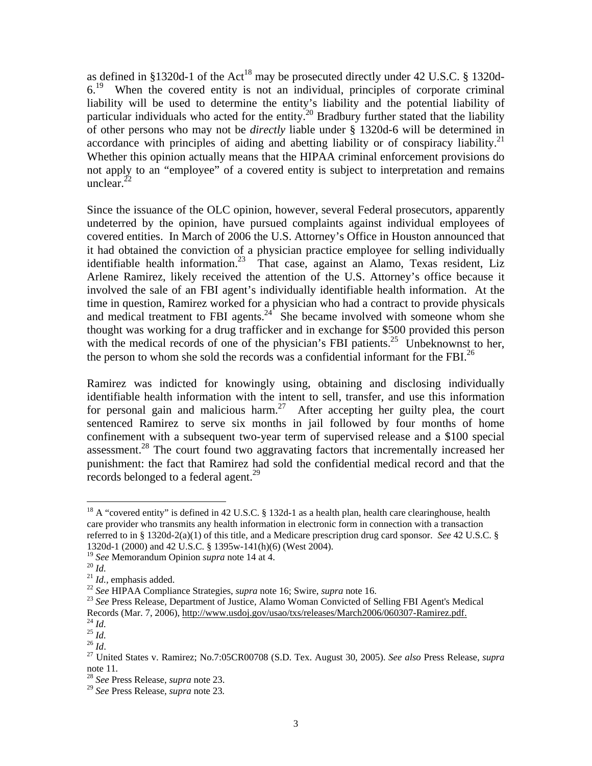as defined in §1320d-1 of the Act[18] may be prosecuted directly under 42 U.S.C. § 1320d-6.[19] When the covered entity is not an individual, principles of corporate criminal liability will be used to determine the entity's liability and the potential liability of particular individuals who acted for the entity.[20] Bradbury further stated that the liability of other persons who may not be *directly* liable under § 1320d-6 will be determined in accordance with principles of aiding and abetting liability or of conspiracy liability.[21] Whether this opinion actually means that the HIPAA criminal enforcement provisions do not apply to an "employee" of a covered entity is subject to interpretation and remains unclear.[22]

Since the issuance of the OLC opinion, however, several Federal prosecutors, apparently undeterred by the opinion, have pursued complaints against individual employees of covered entities. In March of 2006 the U.S. Attorney's Office in Houston announced that it had obtained the conviction of a physician practice employee for selling individually identifiable health information.[23] That case, against an Alamo, Texas resident, Liz Arlene Ramirez, likely received the attention of the U.S. Attorney's office because it involved the sale of an FBI agent's individually identifiable health information. At the time in question, Ramirez worked for a physician who had a contract to provide physicals and medical treatment to FBI agents.[24] She became involved with someone whom she thought was working for a drug trafficker and in exchange for $500 provided this person with the medical records of one of the physician's FBI patients.[25] Unbeknownst to her, the person to whom she sold the records was a confidential informant for the FBI.[26]

Ramirez was indicted for knowingly using, obtaining and disclosing individually identifiable health information with the intent to sell, transfer, and use this information for personal gain and malicious harm.[27] After accepting her guilty plea, the court sentenced Ramirez to serve six months in jail followed by four months of home confinement with a subsequent two-year term of supervised release and a $100 special assessment.[28] The court found two aggravating factors that incrementally increased her punishment: the fact that Ramirez had sold the confidential medical record and that the records belonged to a federal agent.[29]

---

[18] A "covered entity" is defined in 42 U.S.C. § 132d-1 as a health plan, health care clearinghouse, health care provider who transmits any health information in electronic form in connection with a transaction referred to in § 1320d-2(a)(1) of this title, and a Medicare prescription drug card sponsor. *See* 42 U.S.C. § 1320d-1 (2000) and 42 U.S.C. § 1395w-141(h)(6) (West 2004).

[19] *See* Memorandum Opinion *supra* note 14 at 4.

[20] *Id*.

[21] *Id.*, emphasis added.

[22] *See* HIPAA Compliance Strategies, *supra* note 16; Swire, *supra* note 16.

[23] *See* Press Release, Department of Justice, Alamo Woman Convicted of Selling FBI Agent's Medical Records (Mar. 7, 2006), http://www.usdoj.gov/usao/txs/releases/March2006/060307-Ramirez.pdf.

[24] *Id*.

[25] *Id*.

[26] *Id*.

[27] United States v. Ramirez; No.7:05CR00708 (S.D. Tex. August 30, 2005). *See also* Press Release, *supra* note 11.

[28] *See* Press Release, *supra* note 23.

[29] *See* Press Release, *supra* note 23.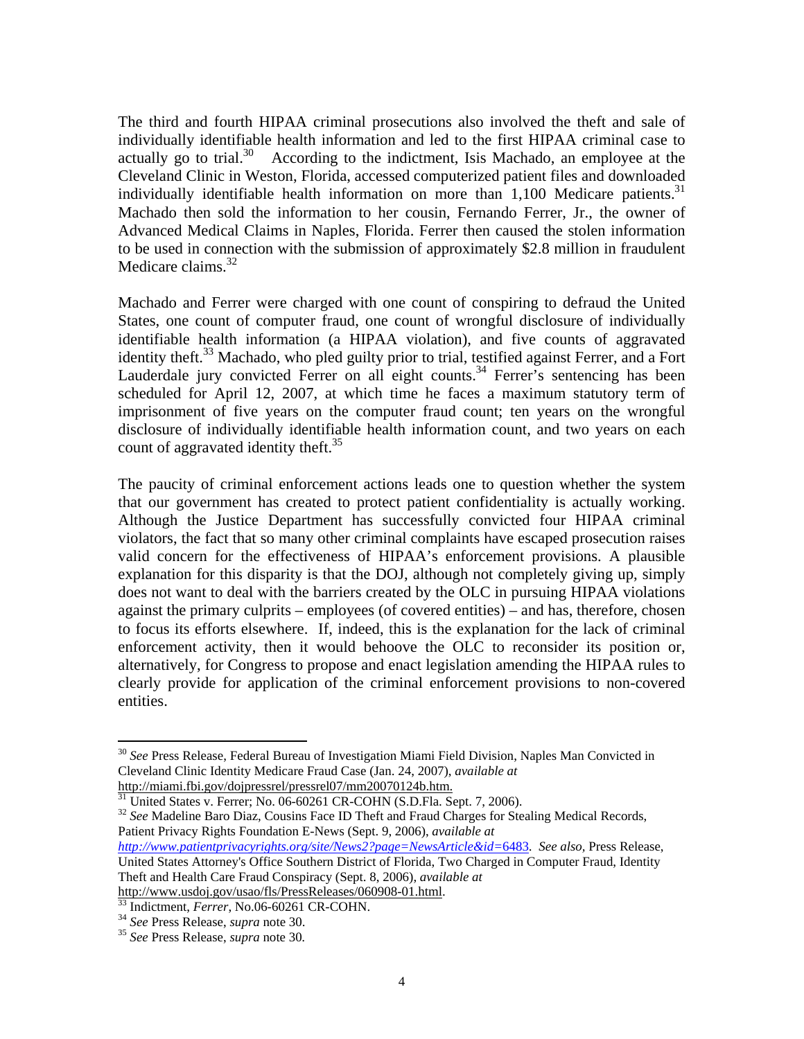The third and fourth HIPAA criminal prosecutions also involved the theft and sale of individually identifiable health information and led to the first HIPAA criminal case to actually go to trial.[30] According to the indictment, Isis Machado, an employee at the Cleveland Clinic in Weston, Florida, accessed computerized patient files and downloaded individually identifiable health information on more than 1,100 Medicare patients.[31] Machado then sold the information to her cousin, Fernando Ferrer, Jr., the owner of Advanced Medical Claims in Naples, Florida. Ferrer then caused the stolen information to be used in connection with the submission of approximately $2.8 million in fraudulent Medicare claims.[32]

Machado and Ferrer were charged with one count of conspiring to defraud the United States, one count of computer fraud, one count of wrongful disclosure of individually identifiable health information (a HIPAA violation), and five counts of aggravated identity theft.[33] Machado, who pled guilty prior to trial, testified against Ferrer, and a Fort Lauderdale jury convicted Ferrer on all eight counts.[34] Ferrer's sentencing has been scheduled for April 12, 2007, at which time he faces a maximum statutory term of imprisonment of five years on the computer fraud count; ten years on the wrongful disclosure of individually identifiable health information count, and two years on each count of aggravated identity theft.[35]

The paucity of criminal enforcement actions leads one to question whether the system that our government has created to protect patient confidentiality is actually working. Although the Justice Department has successfully convicted four HIPAA criminal violators, the fact that so many other criminal complaints have escaped prosecution raises valid concern for the effectiveness of HIPAA's enforcement provisions. A plausible explanation for this disparity is that the DOJ, although not completely giving up, simply does not want to deal with the barriers created by the OLC in pursuing HIPAA violations against the primary culprits – employees (of covered entities) – and has, therefore, chosen to focus its efforts elsewhere. If, indeed, this is the explanation for the lack of criminal enforcement activity, then it would behoove the OLC to reconsider its position or, alternatively, for Congress to propose and enact legislation amending the HIPAA rules to clearly provide for application of the criminal enforcement provisions to non-covered entities.

---

[30] *See* Press Release, Federal Bureau of Investigation Miami Field Division, Naples Man Convicted in Cleveland Clinic Identity Medicare Fraud Case (Jan. 24, 2007), *available at* http://miami.fbi.gov/dojpressrel/pressrel07/mm20070124b.htm.

[31] United States v. Ferrer; No. 06-60261 CR-COHN (S.D.Fla. Sept. 7, 2006).

[32] *See* Madeline Baro Diaz, Cousins Face ID Theft and Fraud Charges for Stealing Medical Records, Patient Privacy Rights Foundation E-News (Sept. 9, 2006), *available at* *http://www.patientprivacyrights.org/site/News2?page=NewsArticle&id=*6483. *See also*, Press Release, United States Attorney's Office Southern District of Florida, Two Charged in Computer Fraud, Identity Theft and Health Care Fraud Conspiracy (Sept. 8, 2006), *available at* http://www.usdoj.gov/usao/fls/PressReleases/060908-01.html.

[33] Indictment, *Ferrer*, No.06-60261 CR-COHN.

[34] *See* Press Release, *supra* note 30.

[35] *See* Press Release, *supra* note 30.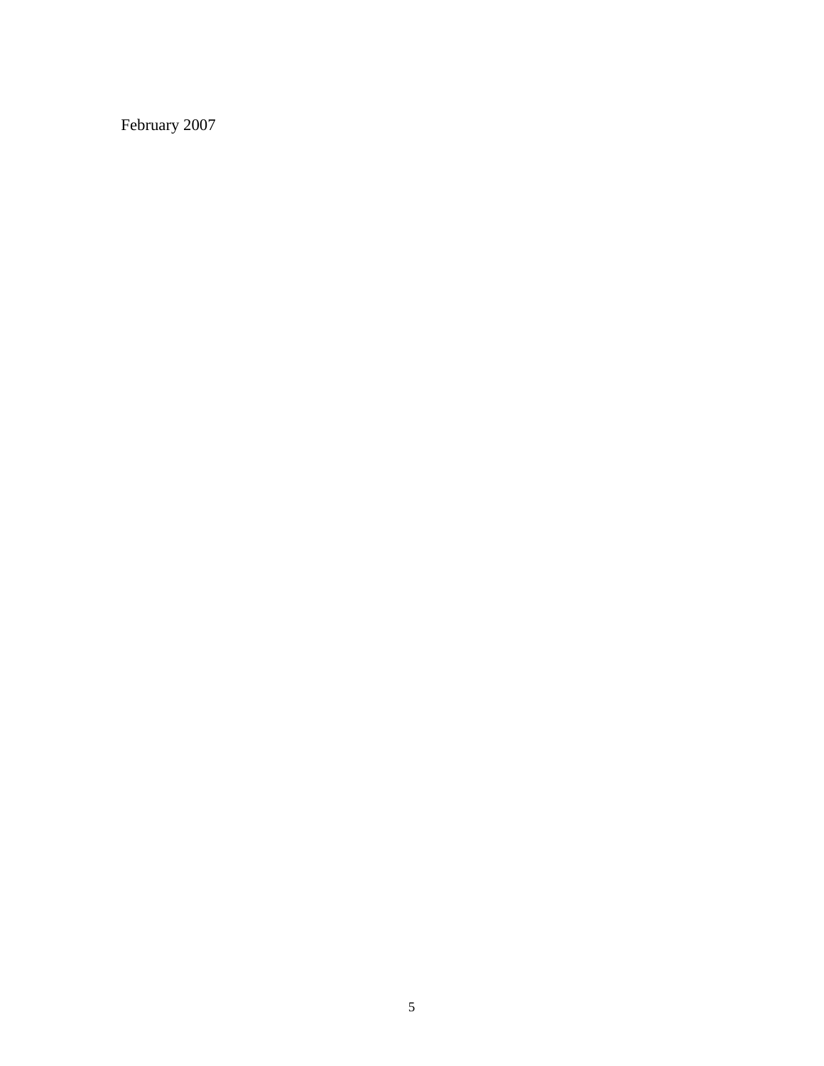February 2007